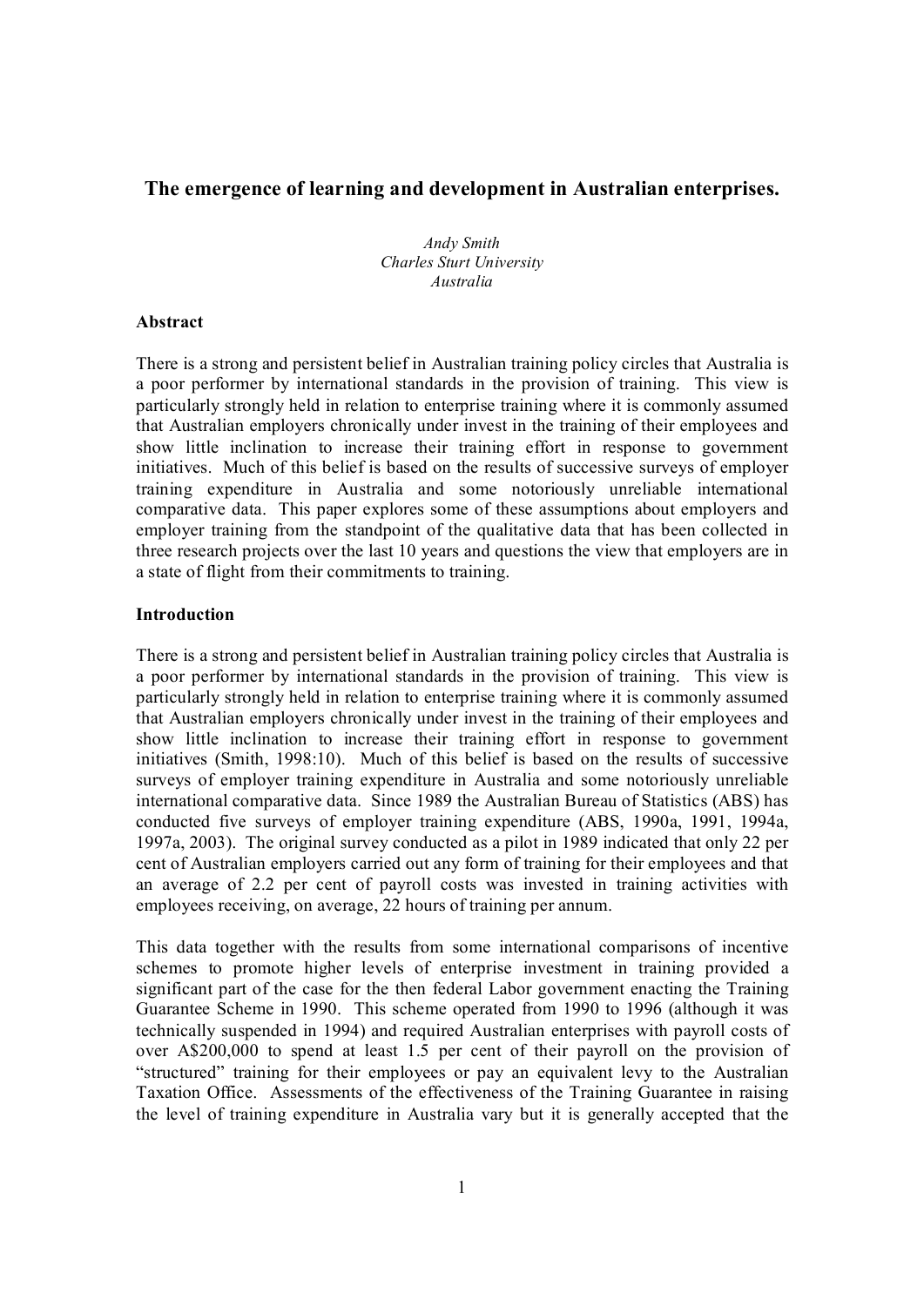# The emergence of learning and development in Australian enterprises.

*Andy Smith*
*Charles Sturt University*
*Australia*

## Abstract

There is a strong and persistent belief in Australian training policy circles that Australia is a poor performer by international standards in the provision of training. This view is particularly strongly held in relation to enterprise training where it is commonly assumed that Australian employers chronically under invest in the training of their employees and show little inclination to increase their training effort in response to government initiatives. Much of this belief is based on the results of successive surveys of employer training expenditure in Australia and some notoriously unreliable international comparative data. This paper explores some of these assumptions about employers and employer training from the standpoint of the qualitative data that has been collected in three research projects over the last 10 years and questions the view that employers are in a state of flight from their commitments to training.

## Introduction

There is a strong and persistent belief in Australian training policy circles that Australia is a poor performer by international standards in the provision of training. This view is particularly strongly held in relation to enterprise training where it is commonly assumed that Australian employers chronically under invest in the training of their employees and show little inclination to increase their training effort in response to government initiatives (Smith, 1998:10). Much of this belief is based on the results of successive surveys of employer training expenditure in Australia and some notoriously unreliable international comparative data. Since 1989 the Australian Bureau of Statistics (ABS) has conducted five surveys of employer training expenditure (ABS, 1990a, 1991, 1994a, 1997a, 2003). The original survey conducted as a pilot in 1989 indicated that only 22 per cent of Australian employers carried out any form of training for their employees and that an average of 2.2 per cent of payroll costs was invested in training activities with employees receiving, on average, 22 hours of training per annum.

This data together with the results from some international comparisons of incentive schemes to promote higher levels of enterprise investment in training provided a significant part of the case for the then federal Labor government enacting the Training Guarantee Scheme in 1990. This scheme operated from 1990 to 1996 (although it was technically suspended in 1994) and required Australian enterprises with payroll costs of over A$200,000 to spend at least 1.5 per cent of their payroll on the provision of "structured" training for their employees or pay an equivalent levy to the Australian Taxation Office. Assessments of the effectiveness of the Training Guarantee in raising the level of training expenditure in Australia vary but it is generally accepted that the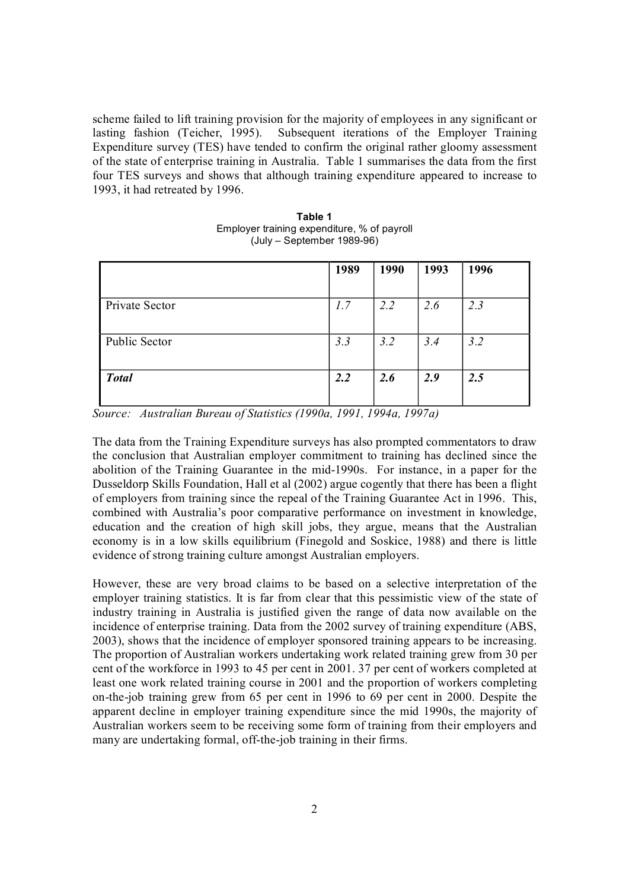scheme failed to lift training provision for the majority of employees in any significant or lasting fashion (Teicher, 1995). Subsequent iterations of the Employer Training Expenditure survey (TES) have tended to confirm the original rather gloomy assessment of the state of enterprise training in Australia. Table 1 summarises the data from the first four TES surveys and shows that although training expenditure appeared to increase to 1993, it had retreated by 1996.

**Table 1**
Employer training expenditure, % of payroll
(July – September 1989-96)

| | **1989** | **1990** | **1993** | **1996** |
|---|---|---|---|---|
| Private Sector | *1.7* | *2.2* | *2.6* | *2.3* |
| Public Sector | *3.3* | *3.2* | *3.4* | *3.2* |
| ***Total*** | ***2.2*** | ***2.6*** | ***2.9*** | ***2.5*** |

*Source: Australian Bureau of Statistics (1990a, 1991, 1994a, 1997a)*

The data from the Training Expenditure surveys has also prompted commentators to draw the conclusion that Australian employer commitment to training has declined since the abolition of the Training Guarantee in the mid-1990s. For instance, in a paper for the Dusseldorp Skills Foundation, Hall et al (2002) argue cogently that there has been a flight of employers from training since the repeal of the Training Guarantee Act in 1996. This, combined with Australia's poor comparative performance on investment in knowledge, education and the creation of high skill jobs, they argue, means that the Australian economy is in a low skills equilibrium (Finegold and Soskice, 1988) and there is little evidence of strong training culture amongst Australian employers.

However, these are very broad claims to be based on a selective interpretation of the employer training statistics. It is far from clear that this pessimistic view of the state of industry training in Australia is justified given the range of data now available on the incidence of enterprise training. Data from the 2002 survey of training expenditure (ABS, 2003), shows that the incidence of employer sponsored training appears to be increasing. The proportion of Australian workers undertaking work related training grew from 30 per cent of the workforce in 1993 to 45 per cent in 2001. 37 per cent of workers completed at least one work related training course in 2001 and the proportion of workers completing on-the-job training grew from 65 per cent in 1996 to 69 per cent in 2000. Despite the apparent decline in employer training expenditure since the mid 1990s, the majority of Australian workers seem to be receiving some form of training from their employers and many are undertaking formal, off-the-job training in their firms.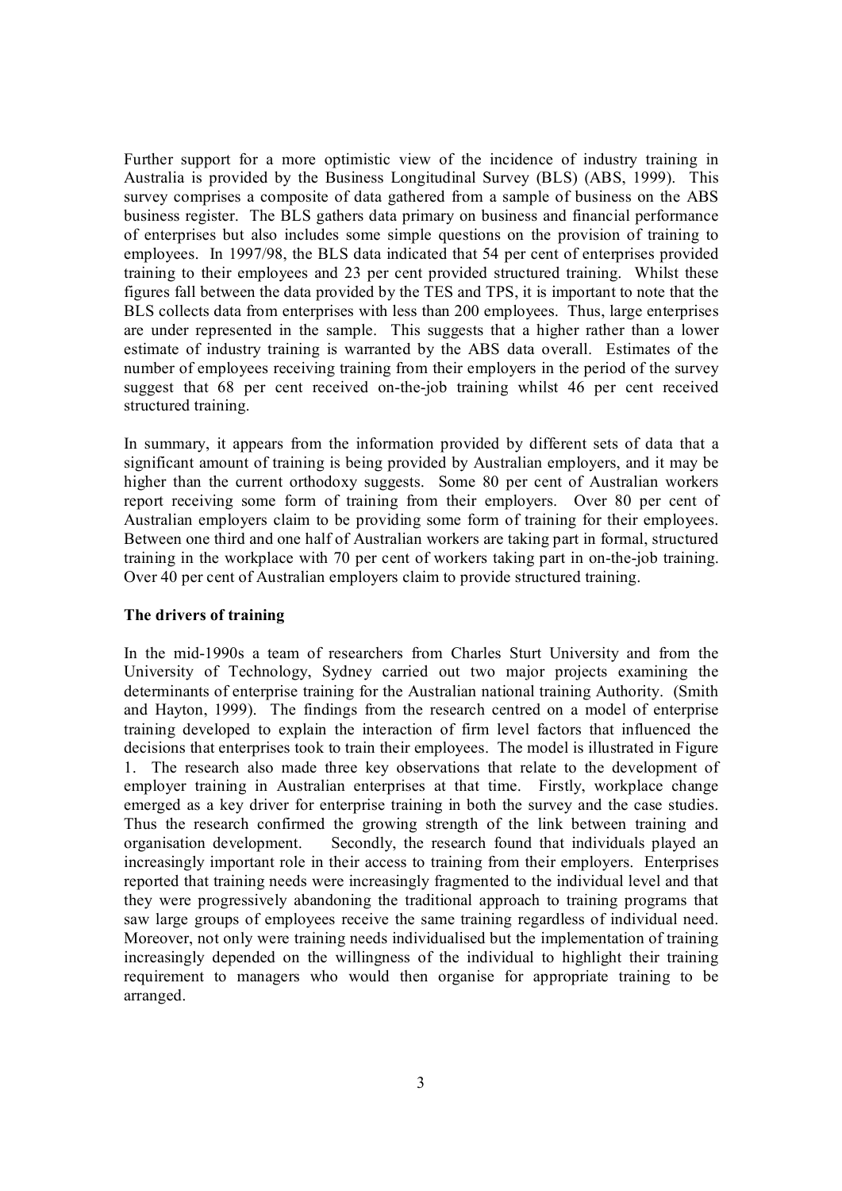Further support for a more optimistic view of the incidence of industry training in Australia is provided by the Business Longitudinal Survey (BLS) (ABS, 1999). This survey comprises a composite of data gathered from a sample of business on the ABS business register. The BLS gathers data primary on business and financial performance of enterprises but also includes some simple questions on the provision of training to employees. In 1997/98, the BLS data indicated that 54 per cent of enterprises provided training to their employees and 23 per cent provided structured training. Whilst these figures fall between the data provided by the TES and TPS, it is important to note that the BLS collects data from enterprises with less than 200 employees. Thus, large enterprises are under represented in the sample. This suggests that a higher rather than a lower estimate of industry training is warranted by the ABS data overall. Estimates of the number of employees receiving training from their employers in the period of the survey suggest that 68 per cent received on-the-job training whilst 46 per cent received structured training.

In summary, it appears from the information provided by different sets of data that a significant amount of training is being provided by Australian employers, and it may be higher than the current orthodoxy suggests. Some 80 per cent of Australian workers report receiving some form of training from their employers. Over 80 per cent of Australian employers claim to be providing some form of training for their employees. Between one third and one half of Australian workers are taking part in formal, structured training in the workplace with 70 per cent of workers taking part in on-the-job training. Over 40 per cent of Australian employers claim to provide structured training.

**The drivers of training**

In the mid-1990s a team of researchers from Charles Sturt University and from the University of Technology, Sydney carried out two major projects examining the determinants of enterprise training for the Australian national training Authority. (Smith and Hayton, 1999). The findings from the research centred on a model of enterprise training developed to explain the interaction of firm level factors that influenced the decisions that enterprises took to train their employees. The model is illustrated in Figure 1. The research also made three key observations that relate to the development of employer training in Australian enterprises at that time. Firstly, workplace change emerged as a key driver for enterprise training in both the survey and the case studies. Thus the research confirmed the growing strength of the link between training and organisation development. Secondly, the research found that individuals played an increasingly important role in their access to training from their employers. Enterprises reported that training needs were increasingly fragmented to the individual level and that they were progressively abandoning the traditional approach to training programs that saw large groups of employees receive the same training regardless of individual need. Moreover, not only were training needs individualised but the implementation of training increasingly depended on the willingness of the individual to highlight their training requirement to managers who would then organise for appropriate training to be arranged.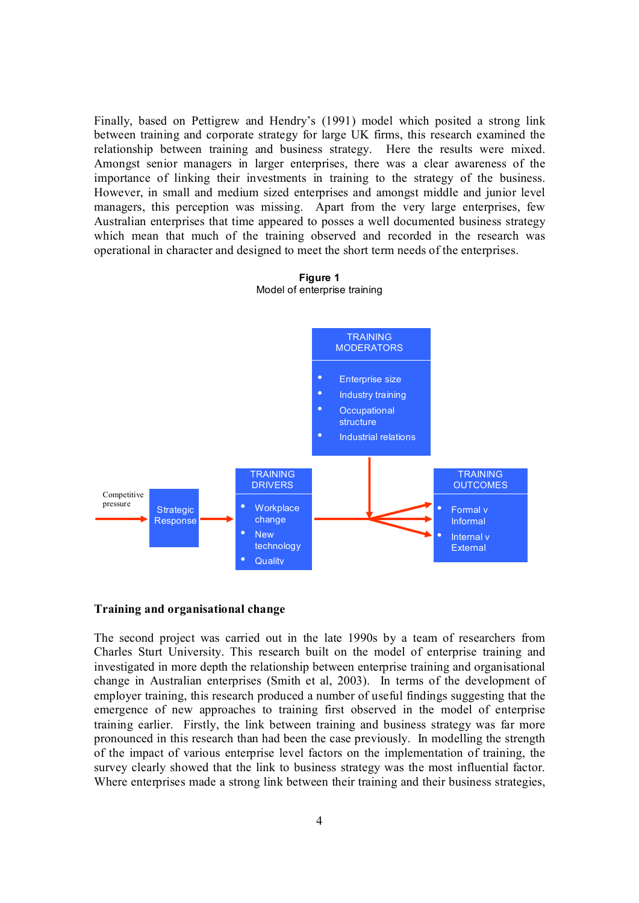Finally, based on Pettigrew and Hendry's (1991) model which posited a strong link between training and corporate strategy for large UK firms, this research examined the relationship between training and business strategy. Here the results were mixed. Amongst senior managers in larger enterprises, there was a clear awareness of the importance of linking their investments in training to the strategy of the business. However, in small and medium sized enterprises and amongst middle and junior level managers, this perception was missing. Apart from the very large enterprises, few Australian enterprises that time appeared to posses a well documented business strategy which mean that much of the training observed and recorded in the research was operational in character and designed to meet the short term needs of the enterprises.

**Figure 1**
Model of enterprise training

Competitive pressure → Strategic Response → TRAINING DRIVERS → TRAINING OUTCOMES

TRAINING DRIVERS
- Workplace change
- New technology
- Quality

TRAINING MODERATORS
- Enterprise size
- Industry training
- Occupational structure
- Industrial relations

TRAINING OUTCOMES
- Formal v Informal
- Internal v External

### Training and organisational change

The second project was carried out in the late 1990s by a team of researchers from Charles Sturt University. This research built on the model of enterprise training and investigated in more depth the relationship between enterprise training and organisational change in Australian enterprises (Smith et al, 2003). In terms of the development of employer training, this research produced a number of useful findings suggesting that the emergence of new approaches to training first observed in the model of enterprise training earlier. Firstly, the link between training and business strategy was far more pronounced in this research than had been the case previously. In modelling the strength of the impact of various enterprise level factors on the implementation of training, the survey clearly showed that the link to business strategy was the most influential factor. Where enterprises made a strong link between their training and their business strategies,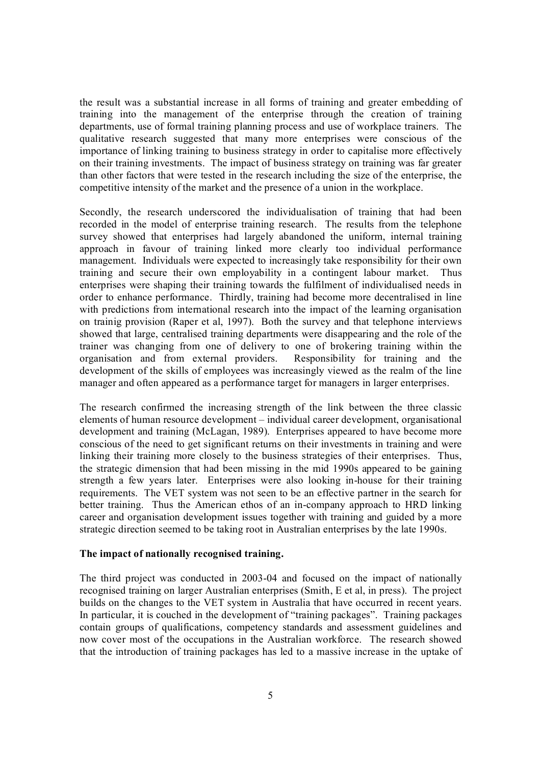the result was a substantial increase in all forms of training and greater embedding of training into the management of the enterprise through the creation of training departments, use of formal training planning process and use of workplace trainers. The qualitative research suggested that many more enterprises were conscious of the importance of linking training to business strategy in order to capitalise more effectively on their training investments. The impact of business strategy on training was far greater than other factors that were tested in the research including the size of the enterprise, the competitive intensity of the market and the presence of a union in the workplace.

Secondly, the research underscored the individualisation of training that had been recorded in the model of enterprise training research. The results from the telephone survey showed that enterprises had largely abandoned the uniform, internal training approach in favour of training linked more clearly too individual performance management. Individuals were expected to increasingly take responsibility for their own training and secure their own employability in a contingent labour market. Thus enterprises were shaping their training towards the fulfilment of individualised needs in order to enhance performance. Thirdly, training had become more decentralised in line with predictions from international research into the impact of the learning organisation on trainig provision (Raper et al, 1997). Both the survey and that telephone interviews showed that large, centralised training departments were disappearing and the role of the trainer was changing from one of delivery to one of brokering training within the organisation and from external providers. Responsibility for training and the development of the skills of employees was increasingly viewed as the realm of the line manager and often appeared as a performance target for managers in larger enterprises.

The research confirmed the increasing strength of the link between the three classic elements of human resource development – individual career development, organisational development and training (McLagan, 1989). Enterprises appeared to have become more conscious of the need to get significant returns on their investments in training and were linking their training more closely to the business strategies of their enterprises. Thus, the strategic dimension that had been missing in the mid 1990s appeared to be gaining strength a few years later. Enterprises were also looking in-house for their training requirements. The VET system was not seen to be an effective partner in the search for better training. Thus the American ethos of an in-company approach to HRD linking career and organisation development issues together with training and guided by a more strategic direction seemed to be taking root in Australian enterprises by the late 1990s.

**The impact of nationally recognised training.**

The third project was conducted in 2003-04 and focused on the impact of nationally recognised training on larger Australian enterprises (Smith, E et al, in press). The project builds on the changes to the VET system in Australia that have occurred in recent years. In particular, it is couched in the development of "training packages". Training packages contain groups of qualifications, competency standards and assessment guidelines and now cover most of the occupations in the Australian workforce. The research showed that the introduction of training packages has led to a massive increase in the uptake of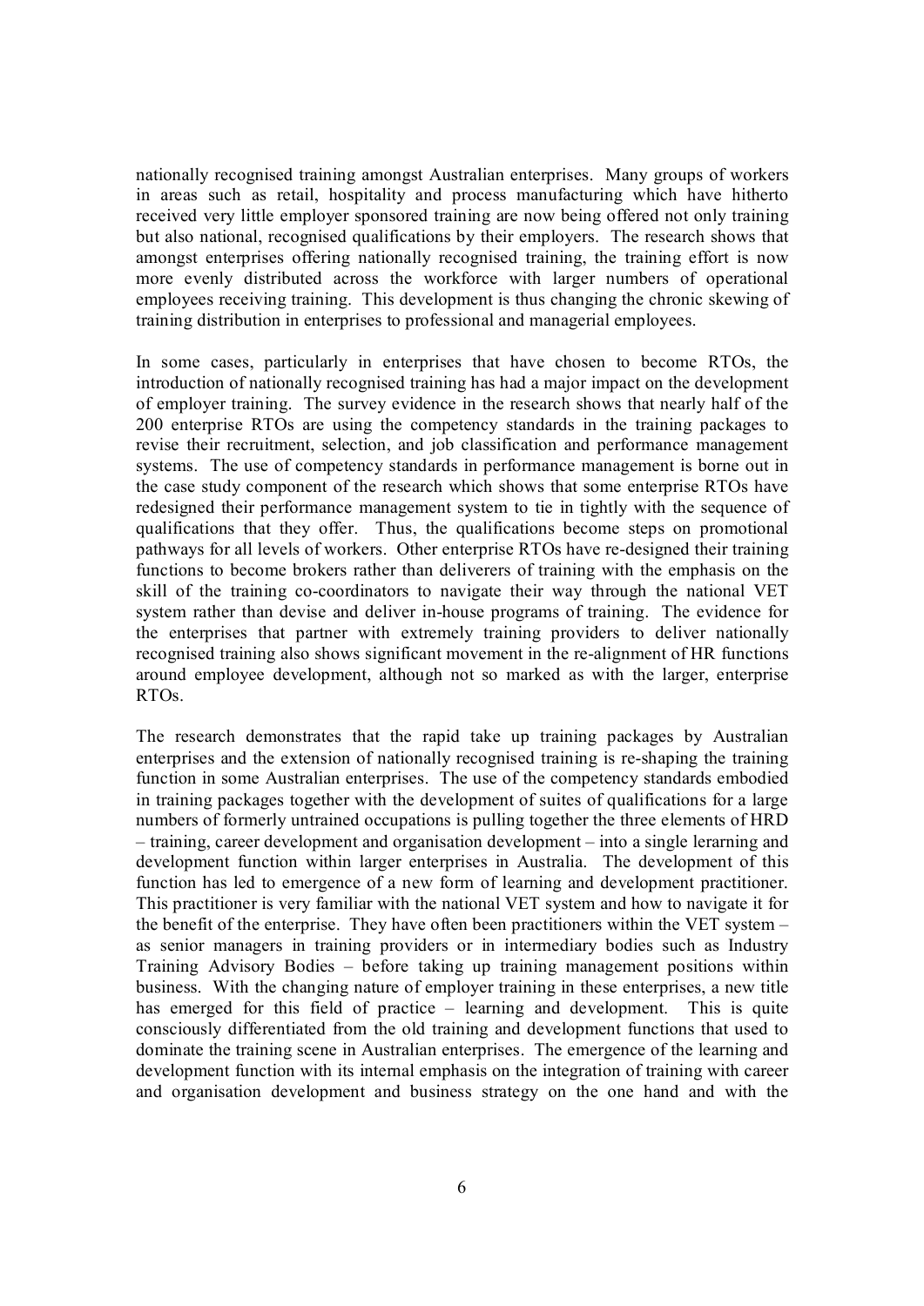nationally recognised training amongst Australian enterprises. Many groups of workers in areas such as retail, hospitality and process manufacturing which have hitherto received very little employer sponsored training are now being offered not only training but also national, recognised qualifications by their employers. The research shows that amongst enterprises offering nationally recognised training, the training effort is now more evenly distributed across the workforce with larger numbers of operational employees receiving training. This development is thus changing the chronic skewing of training distribution in enterprises to professional and managerial employees.

In some cases, particularly in enterprises that have chosen to become RTOs, the introduction of nationally recognised training has had a major impact on the development of employer training. The survey evidence in the research shows that nearly half of the 200 enterprise RTOs are using the competency standards in the training packages to revise their recruitment, selection, and job classification and performance management systems. The use of competency standards in performance management is borne out in the case study component of the research which shows that some enterprise RTOs have redesigned their performance management system to tie in tightly with the sequence of qualifications that they offer. Thus, the qualifications become steps on promotional pathways for all levels of workers. Other enterprise RTOs have re-designed their training functions to become brokers rather than deliverers of training with the emphasis on the skill of the training co-coordinators to navigate their way through the national VET system rather than devise and deliver in-house programs of training. The evidence for the enterprises that partner with extremely training providers to deliver nationally recognised training also shows significant movement in the re-alignment of HR functions around employee development, although not so marked as with the larger, enterprise RTOs.

The research demonstrates that the rapid take up training packages by Australian enterprises and the extension of nationally recognised training is re-shaping the training function in some Australian enterprises. The use of the competency standards embodied in training packages together with the development of suites of qualifications for a large numbers of formerly untrained occupations is pulling together the three elements of HRD – training, career development and organisation development – into a single lerarning and development function within larger enterprises in Australia. The development of this function has led to emergence of a new form of learning and development practitioner. This practitioner is very familiar with the national VET system and how to navigate it for the benefit of the enterprise. They have often been practitioners within the VET system – as senior managers in training providers or in intermediary bodies such as Industry Training Advisory Bodies – before taking up training management positions within business. With the changing nature of employer training in these enterprises, a new title has emerged for this field of practice – learning and development. This is quite consciously differentiated from the old training and development functions that used to dominate the training scene in Australian enterprises. The emergence of the learning and development function with its internal emphasis on the integration of training with career and organisation development and business strategy on the one hand and with the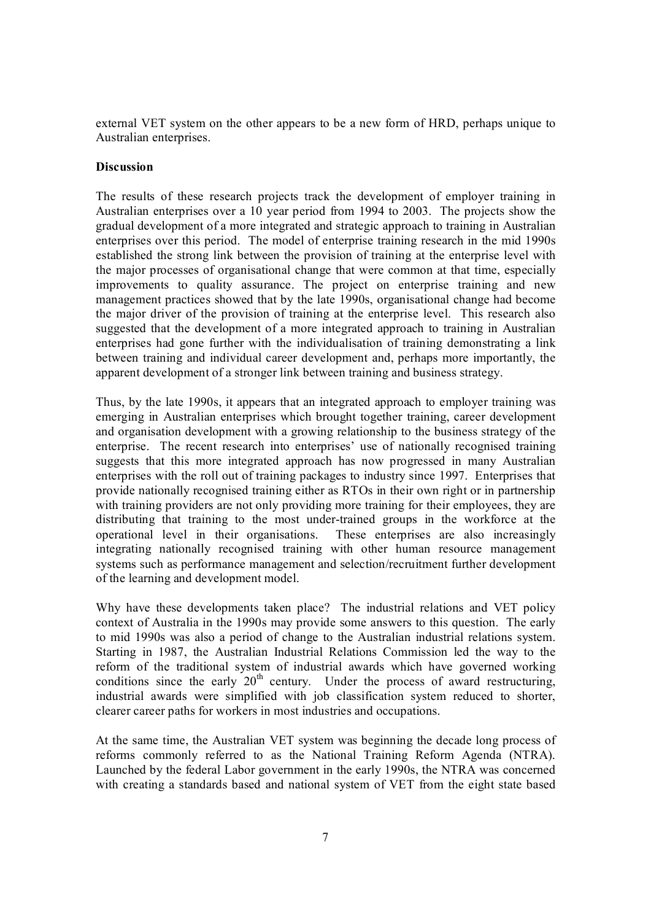external VET system on the other appears to be a new form of HRD, perhaps unique to Australian enterprises.

**Discussion**

The results of these research projects track the development of employer training in Australian enterprises over a 10 year period from 1994 to 2003. The projects show the gradual development of a more integrated and strategic approach to training in Australian enterprises over this period. The model of enterprise training research in the mid 1990s established the strong link between the provision of training at the enterprise level with the major processes of organisational change that were common at that time, especially improvements to quality assurance. The project on enterprise training and new management practices showed that by the late 1990s, organisational change had become the major driver of the provision of training at the enterprise level. This research also suggested that the development of a more integrated approach to training in Australian enterprises had gone further with the individualisation of training demonstrating a link between training and individual career development and, perhaps more importantly, the apparent development of a stronger link between training and business strategy.

Thus, by the late 1990s, it appears that an integrated approach to employer training was emerging in Australian enterprises which brought together training, career development and organisation development with a growing relationship to the business strategy of the enterprise. The recent research into enterprises' use of nationally recognised training suggests that this more integrated approach has now progressed in many Australian enterprises with the roll out of training packages to industry since 1997. Enterprises that provide nationally recognised training either as RTOs in their own right or in partnership with training providers are not only providing more training for their employees, they are distributing that training to the most under-trained groups in the workforce at the operational level in their organisations. These enterprises are also increasingly integrating nationally recognised training with other human resource management systems such as performance management and selection/recruitment further development of the learning and development model.

Why have these developments taken place? The industrial relations and VET policy context of Australia in the 1990s may provide some answers to this question. The early to mid 1990s was also a period of change to the Australian industrial relations system. Starting in 1987, the Australian Industrial Relations Commission led the way to the reform of the traditional system of industrial awards which have governed working conditions since the early 20th century. Under the process of award restructuring, industrial awards were simplified with job classification system reduced to shorter, clearer career paths for workers in most industries and occupations.

At the same time, the Australian VET system was beginning the decade long process of reforms commonly referred to as the National Training Reform Agenda (NTRA). Launched by the federal Labor government in the early 1990s, the NTRA was concerned with creating a standards based and national system of VET from the eight state based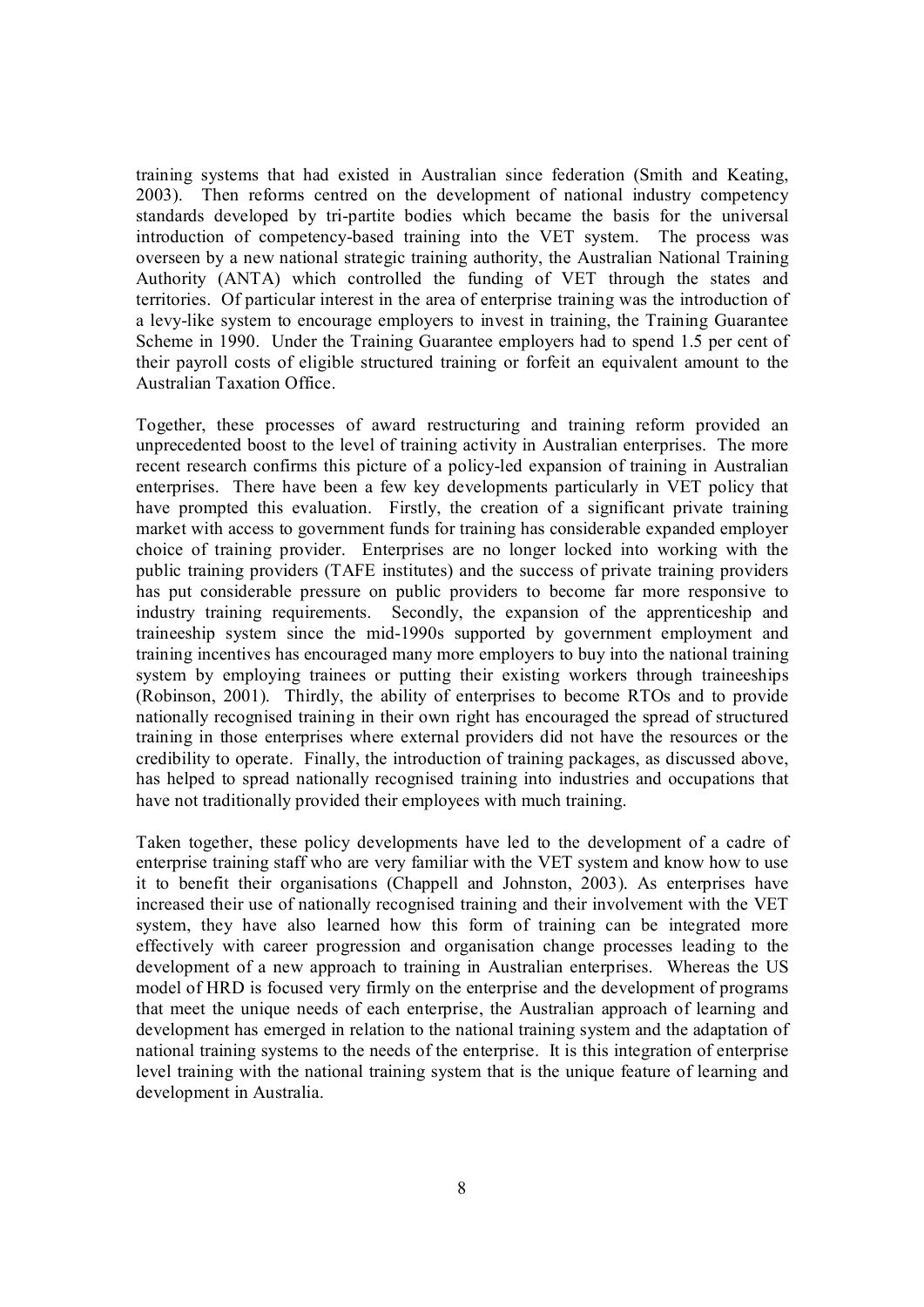training systems that had existed in Australian since federation (Smith and Keating, 2003). Then reforms centred on the development of national industry competency standards developed by tri-partite bodies which became the basis for the universal introduction of competency-based training into the VET system. The process was overseen by a new national strategic training authority, the Australian National Training Authority (ANTA) which controlled the funding of VET through the states and territories. Of particular interest in the area of enterprise training was the introduction of a levy-like system to encourage employers to invest in training, the Training Guarantee Scheme in 1990. Under the Training Guarantee employers had to spend 1.5 per cent of their payroll costs of eligible structured training or forfeit an equivalent amount to the Australian Taxation Office.

Together, these processes of award restructuring and training reform provided an unprecedented boost to the level of training activity in Australian enterprises. The more recent research confirms this picture of a policy-led expansion of training in Australian enterprises. There have been a few key developments particularly in VET policy that have prompted this evaluation. Firstly, the creation of a significant private training market with access to government funds for training has considerable expanded employer choice of training provider. Enterprises are no longer locked into working with the public training providers (TAFE institutes) and the success of private training providers has put considerable pressure on public providers to become far more responsive to industry training requirements. Secondly, the expansion of the apprenticeship and traineeship system since the mid-1990s supported by government employment and training incentives has encouraged many more employers to buy into the national training system by employing trainees or putting their existing workers through traineeships (Robinson, 2001). Thirdly, the ability of enterprises to become RTOs and to provide nationally recognised training in their own right has encouraged the spread of structured training in those enterprises where external providers did not have the resources or the credibility to operate. Finally, the introduction of training packages, as discussed above, has helped to spread nationally recognised training into industries and occupations that have not traditionally provided their employees with much training.

Taken together, these policy developments have led to the development of a cadre of enterprise training staff who are very familiar with the VET system and know how to use it to benefit their organisations (Chappell and Johnston, 2003). As enterprises have increased their use of nationally recognised training and their involvement with the VET system, they have also learned how this form of training can be integrated more effectively with career progression and organisation change processes leading to the development of a new approach to training in Australian enterprises. Whereas the US model of HRD is focused very firmly on the enterprise and the development of programs that meet the unique needs of each enterprise, the Australian approach of learning and development has emerged in relation to the national training system and the adaptation of national training systems to the needs of the enterprise. It is this integration of enterprise level training with the national training system that is the unique feature of learning and development in Australia.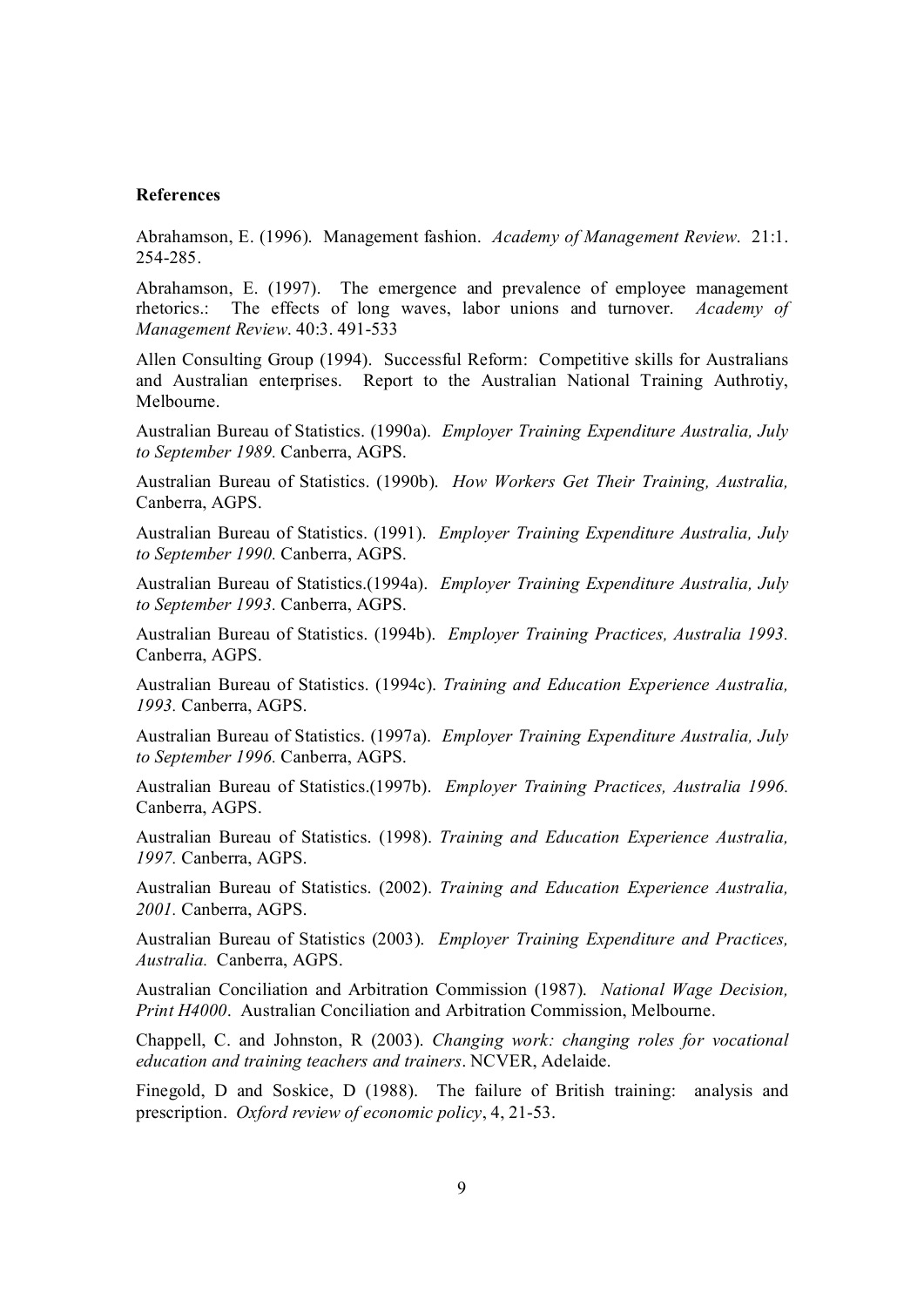**References**

Abrahamson, E. (1996). Management fashion. *Academy of Management Review*. 21:1. 254-285.

Abrahamson, E. (1997). The emergence and prevalence of employee management rhetorics.: The effects of long waves, labor unions and turnover. *Academy of Management Review*. 40:3. 491-533

Allen Consulting Group (1994). Successful Reform: Competitive skills for Australians and Australian enterprises. Report to the Australian National Training Authrotiy, Melbourne.

Australian Bureau of Statistics. (1990a). *Employer Training Expenditure Australia, July to September 1989.* Canberra, AGPS.

Australian Bureau of Statistics. (1990b). *How Workers Get Their Training, Australia,* Canberra, AGPS.

Australian Bureau of Statistics. (1991). *Employer Training Expenditure Australia, July to September 1990.* Canberra, AGPS.

Australian Bureau of Statistics.(1994a). *Employer Training Expenditure Australia, July to September 1993.* Canberra, AGPS.

Australian Bureau of Statistics. (1994b). *Employer Training Practices, Australia 1993.* Canberra, AGPS.

Australian Bureau of Statistics. (1994c). *Training and Education Experience Australia, 1993.* Canberra, AGPS.

Australian Bureau of Statistics. (1997a). *Employer Training Expenditure Australia, July to September 1996.* Canberra, AGPS.

Australian Bureau of Statistics.(1997b). *Employer Training Practices, Australia 1996.* Canberra, AGPS.

Australian Bureau of Statistics. (1998). *Training and Education Experience Australia, 1997.* Canberra, AGPS.

Australian Bureau of Statistics. (2002). *Training and Education Experience Australia, 2001.* Canberra, AGPS.

Australian Bureau of Statistics (2003). *Employer Training Expenditure and Practices, Australia.* Canberra, AGPS.

Australian Conciliation and Arbitration Commission (1987). *National Wage Decision, Print H4000*. Australian Conciliation and Arbitration Commission, Melbourne.

Chappell, C. and Johnston, R (2003). *Changing work: changing roles for vocational education and training teachers and trainers*. NCVER, Adelaide.

Finegold, D and Soskice, D (1988). The failure of British training: analysis and prescription. *Oxford review of economic policy*, 4, 21-53.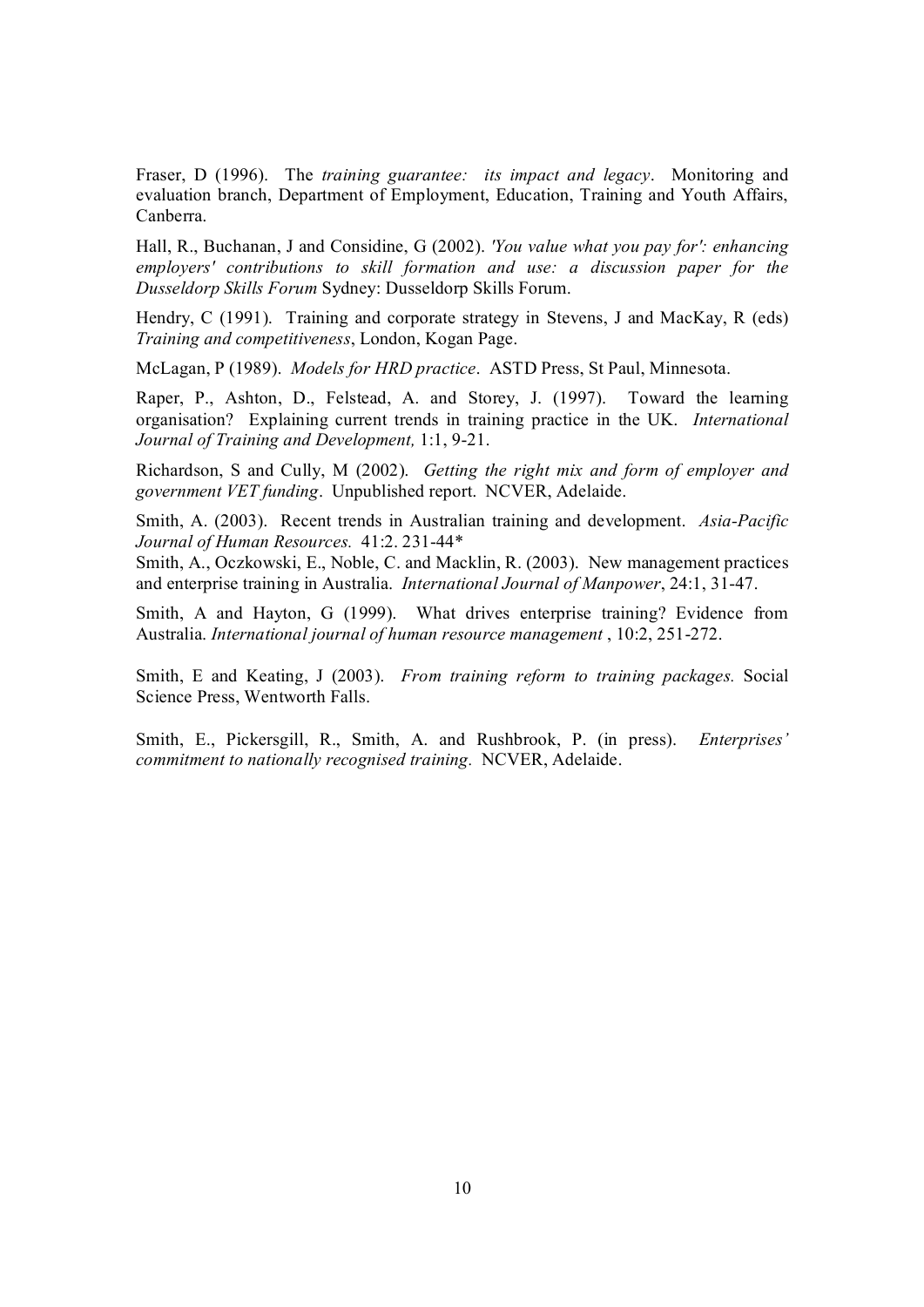Fraser, D (1996). The *training guarantee: its impact and legacy*. Monitoring and evaluation branch, Department of Employment, Education, Training and Youth Affairs, Canberra.

Hall, R., Buchanan, J and Considine, G (2002). *'You value what you pay for': enhancing employers' contributions to skill formation and use: a discussion paper for the Dusseldorp Skills Forum* Sydney: Dusseldorp Skills Forum.

Hendry, C (1991). Training and corporate strategy in Stevens, J and MacKay, R (eds) *Training and competitiveness*, London, Kogan Page.

McLagan, P (1989). *Models for HRD practice*. ASTD Press, St Paul, Minnesota.

Raper, P., Ashton, D., Felstead, A. and Storey, J. (1997). Toward the learning organisation? Explaining current trends in training practice in the UK. *International Journal of Training and Development,* 1:1, 9-21.

Richardson, S and Cully, M (2002). *Getting the right mix and form of employer and government VET funding*. Unpublished report. NCVER, Adelaide.

Smith, A. (2003). Recent trends in Australian training and development. *Asia-Pacific Journal of Human Resources.* 41:2. 231-44*

Smith, A., Oczkowski, E., Noble, C. and Macklin, R. (2003). New management practices and enterprise training in Australia. *International Journal of Manpower*, 24:1, 31-47.

Smith, A and Hayton, G (1999). What drives enterprise training? Evidence from Australia. *International journal of human resource management* , 10:2, 251-272.

Smith, E and Keating, J (2003). *From training reform to training packages.* Social Science Press, Wentworth Falls.

Smith, E., Pickersgill, R., Smith, A. and Rushbrook, P. (in press). *Enterprises' commitment to nationally recognised training.* NCVER, Adelaide.